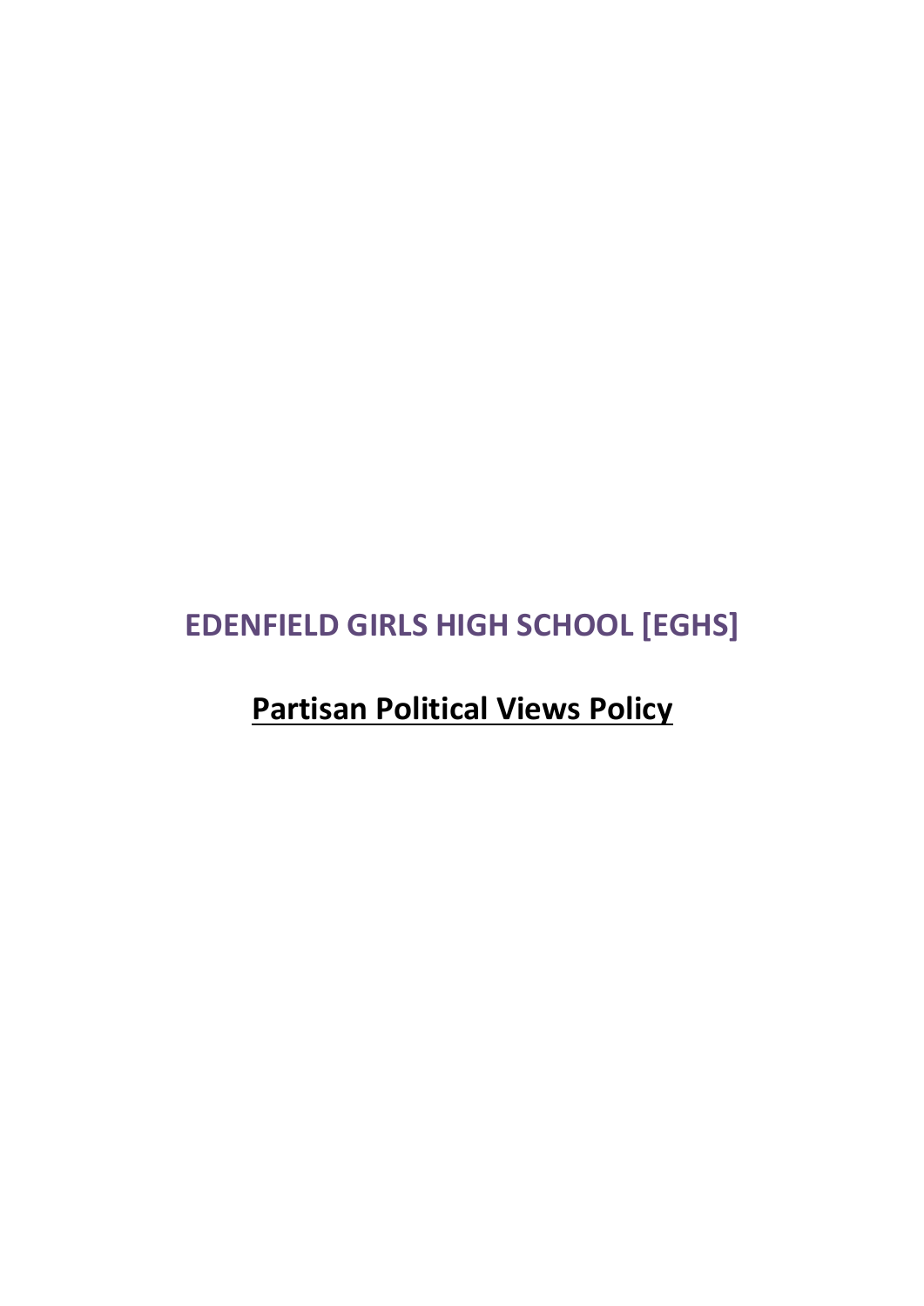# EDENFIELD GIRLS HIGH SCHOOL [EGHS]

## Partisan Political Views Policy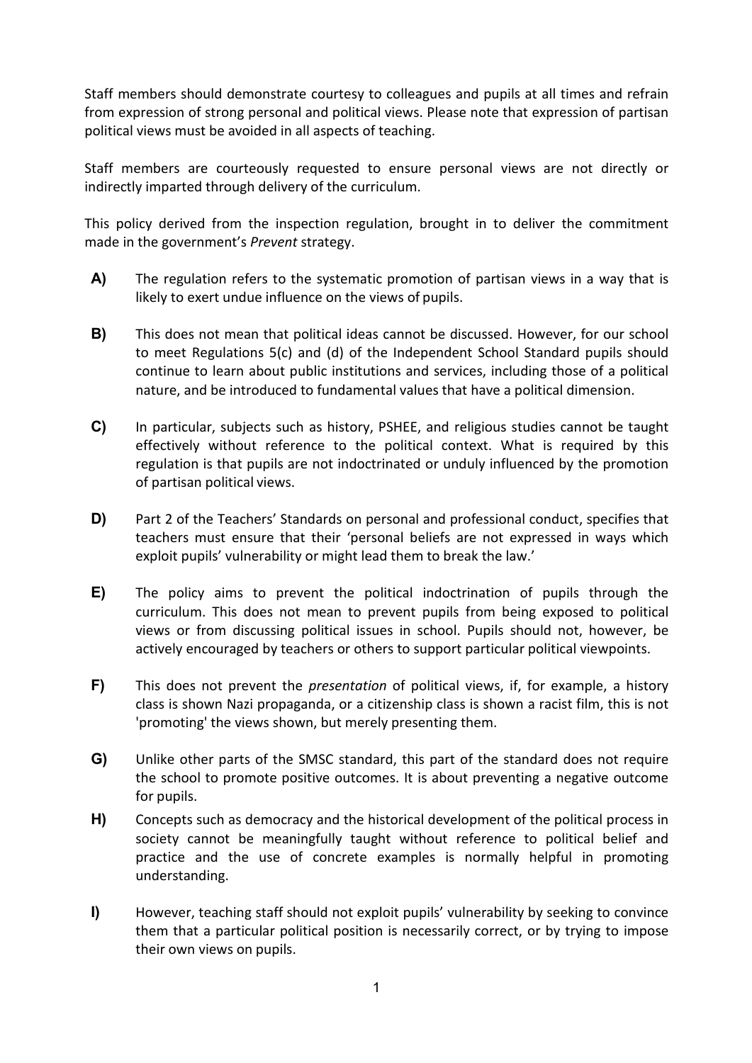Staff members should demonstrate courtesy to colleagues and pupils at all times and refrain from expression of strong personal and political views. Please note that expression of partisan political views must be avoided in all aspects of teaching.

Staff members are courteously requested to ensure personal views are not directly or indirectly imparted through delivery of the curriculum.

This policy derived from the inspection regulation, brought in to deliver the commitment made in the government's *Prevent* strategy.

**A)** The regulation refers to the systematic promotion of partisan views in a way that is likely to exert undue influence on the views of pupils.

**B)** This does not mean that political ideas cannot be discussed. However, for our school to meet Regulations 5(c) and (d) of the Independent School Standard pupils should continue to learn about public institutions and services, including those of a political nature, and be introduced to fundamental values that have a political dimension.

**C)** In particular, subjects such as history, PSHEE, and religious studies cannot be taught effectively without reference to the political context. What is required by this regulation is that pupils are not indoctrinated or unduly influenced by the promotion of partisan political views.

**D)** Part 2 of the Teachers' Standards on personal and professional conduct, specifies that teachers must ensure that their 'personal beliefs are not expressed in ways which exploit pupils' vulnerability or might lead them to break the law.'

**E)** The policy aims to prevent the political indoctrination of pupils through the curriculum. This does not mean to prevent pupils from being exposed to political views or from discussing political issues in school. Pupils should not, however, be actively encouraged by teachers or others to support particular political viewpoints.

**F)** This does not prevent the *presentation* of political views, if, for example, a history class is shown Nazi propaganda, or a citizenship class is shown a racist film, this is not 'promoting' the views shown, but merely presenting them.

**G)** Unlike other parts of the SMSC standard, this part of the standard does not require the school to promote positive outcomes. It is about preventing a negative outcome for pupils.

**H)** Concepts such as democracy and the historical development of the political process in society cannot be meaningfully taught without reference to political belief and practice and the use of concrete examples is normally helpful in promoting understanding.

**I)** However, teaching staff should not exploit pupils' vulnerability by seeking to convince them that a particular political position is necessarily correct, or by trying to impose their own views on pupils.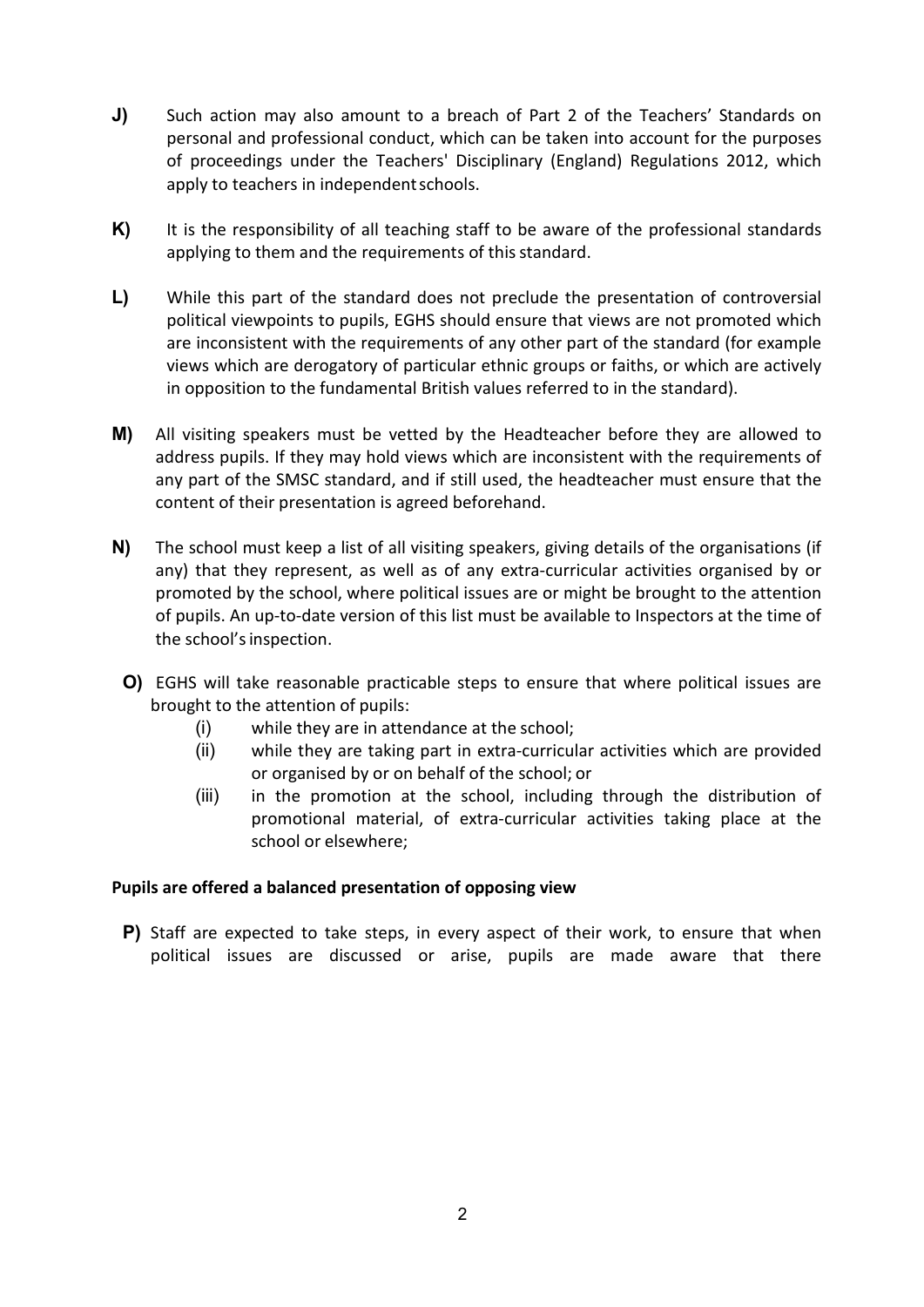**J)** Such action may also amount to a breach of Part 2 of the Teachers' Standards on personal and professional conduct, which can be taken into account for the purposes of proceedings under the Teachers' Disciplinary (England) Regulations 2012, which apply to teachers in independent schools.

**K)** It is the responsibility of all teaching staff to be aware of the professional standards applying to them and the requirements of this standard.

**L)** While this part of the standard does not preclude the presentation of controversial political viewpoints to pupils, EGHS should ensure that views are not promoted which are inconsistent with the requirements of any other part of the standard (for example views which are derogatory of particular ethnic groups or faiths, or which are actively in opposition to the fundamental British values referred to in the standard).

**M)** All visiting speakers must be vetted by the Headteacher before they are allowed to address pupils. If they may hold views which are inconsistent with the requirements of any part of the SMSC standard, and if still used, the headteacher must ensure that the content of their presentation is agreed beforehand.

**N)** The school must keep a list of all visiting speakers, giving details of the organisations (if any) that they represent, as well as of any extra-curricular activities organised by or promoted by the school, where political issues are or might be brought to the attention of pupils. An up-to-date version of this list must be available to Inspectors at the time of the school's inspection.

**O)** EGHS will take reasonable practicable steps to ensure that where political issues are brought to the attention of pupils:

- (i) while they are in attendance at the school;
- (ii) while they are taking part in extra-curricular activities which are provided or organised by or on behalf of the school; or
- (iii) in the promotion at the school, including through the distribution of promotional material, of extra-curricular activities taking place at the school or elsewhere;

**Pupils are offered a balanced presentation of opposing view**

**P)** Staff are expected to take steps, in every aspect of their work, to ensure that when political issues are discussed or arise, pupils are made aware that there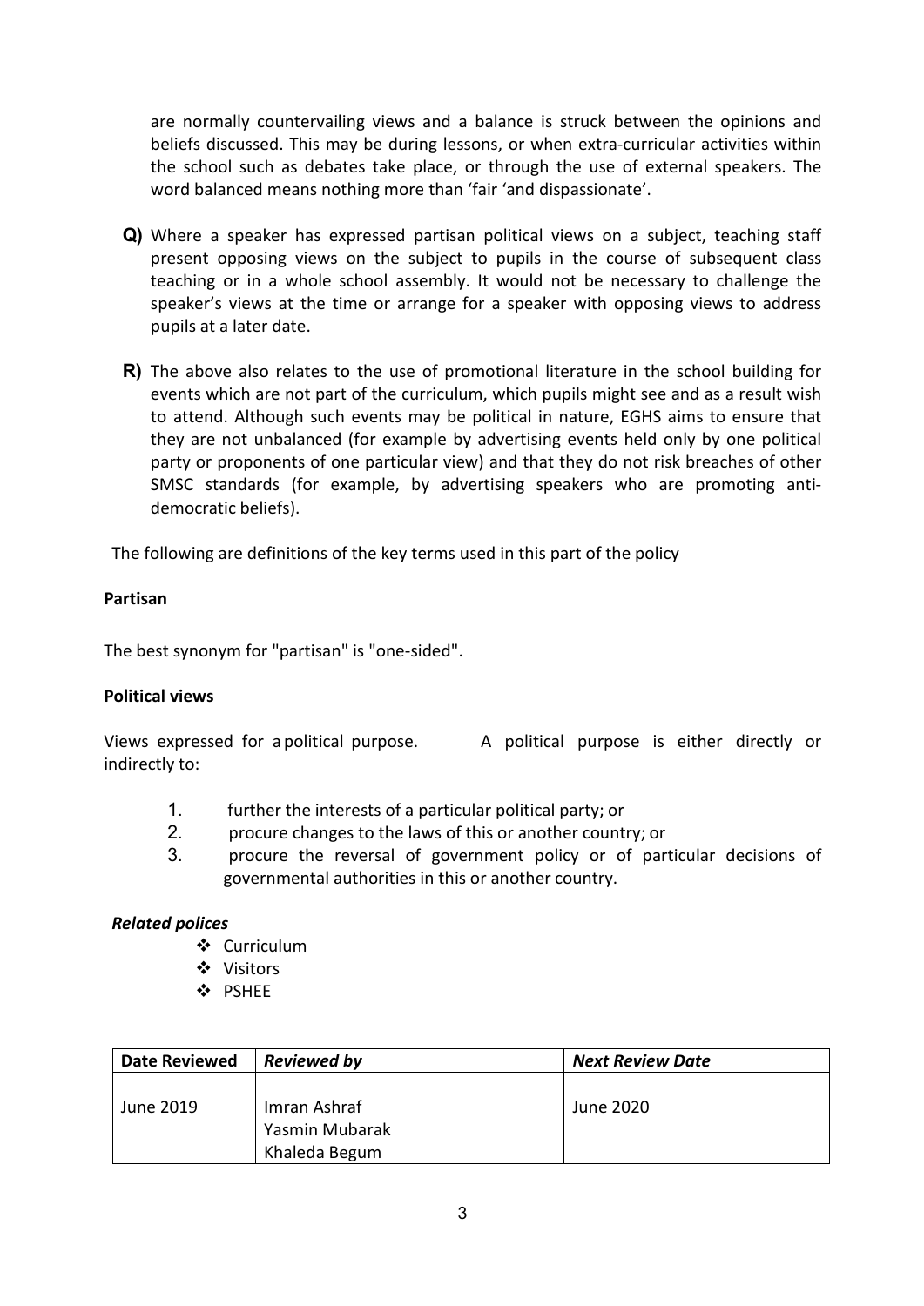are normally countervailing views and a balance is struck between the opinions and beliefs discussed. This may be during lessons, or when extra-curricular activities within the school such as debates take place, or through the use of external speakers. The word balanced means nothing more than 'fair 'and dispassionate'.

**Q)** Where a speaker has expressed partisan political views on a subject, teaching staff present opposing views on the subject to pupils in the course of subsequent class teaching or in a whole school assembly. It would not be necessary to challenge the speaker's views at the time or arrange for a speaker with opposing views to address pupils at a later date.

**R)** The above also relates to the use of promotional literature in the school building for events which are not part of the curriculum, which pupils might see and as a result wish to attend. Although such events may be political in nature, EGHS aims to ensure that they are not unbalanced (for example by advertising events held only by one political party or proponents of one particular view) and that they do not risk breaches of other SMSC standards (for example, by advertising speakers who are promoting anti-democratic beliefs).

<u>The following are definitions of the key terms used in this part of the policy</u>

**Partisan**

The best synonym for "partisan" is "one-sided".

**Political views**

Views expressed for a political purpose. A political purpose is either directly or indirectly to:

1. further the interests of a particular political party; or
2. procure changes to the laws of this or another country; or
3. procure the reversal of government policy or of particular decisions of governmental authorities in this or another country.

***Related polices***

- Curriculum
- Visitors
- PSHEE

| Date Reviewed | *Reviewed by* | *Next Review Date* |
|---|---|---|
| June 2019 | Imran Ashraf<br>Yasmin Mubarak<br>Khaleda Begum | June 2020 |